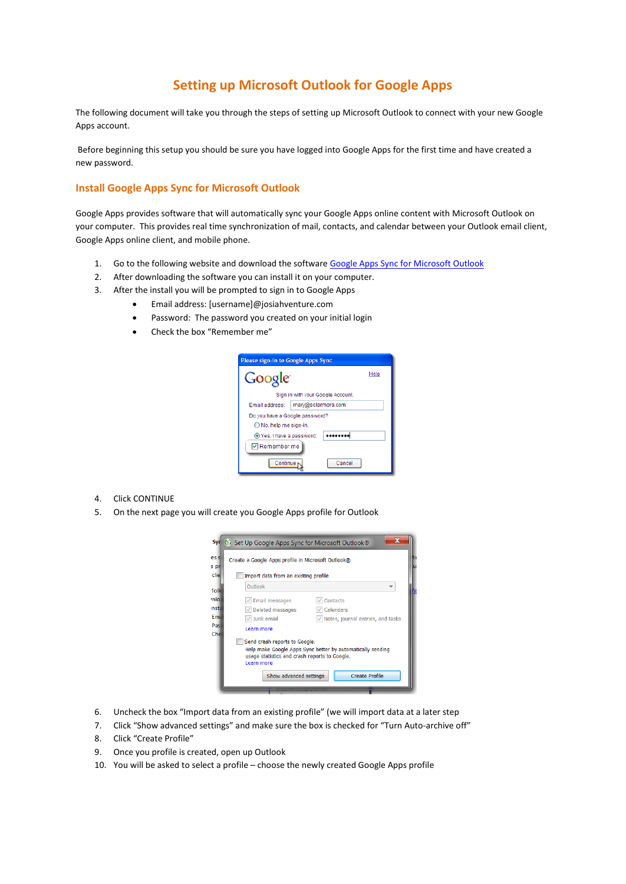# Setting up Microsoft Outlook for Google Apps

The following document will take you through the steps of setting up Microsoft Outlook to connect with your new Google Apps account.

Before beginning this setup you should be sure you have logged into Google Apps for the first time and have created a new password.

## Install Google Apps Sync for Microsoft Outlook

Google Apps provides software that will automatically sync your Google Apps online content with Microsoft Outlook on your computer. This provides real time synchronization of mail, contacts, and calendar between your Outlook email client, Google Apps online client, and mobile phone.

1. Go to the following website and download the software Google Apps Sync for Microsoft Outlook
2. After downloading the software you can install it on your computer.
3. After the install you will be prompted to sign in to Google Apps
   - Email address: [username]@josiahventure.com
   - Password: The password you created on your initial login
   - Check the box "Remember me"

4. Click CONTINUE
5. On the next page you will create you Google Apps profile for Outlook

6. Uncheck the box "Import data from an existing profile" (we will import data at a later step
7. Click "Show advanced settings" and make sure the box is checked for "Turn Auto-archive off"
8. Click "Create Profile"
9. Once you profile is created, open up Outlook
10. You will be asked to select a profile – choose the newly created Google Apps profile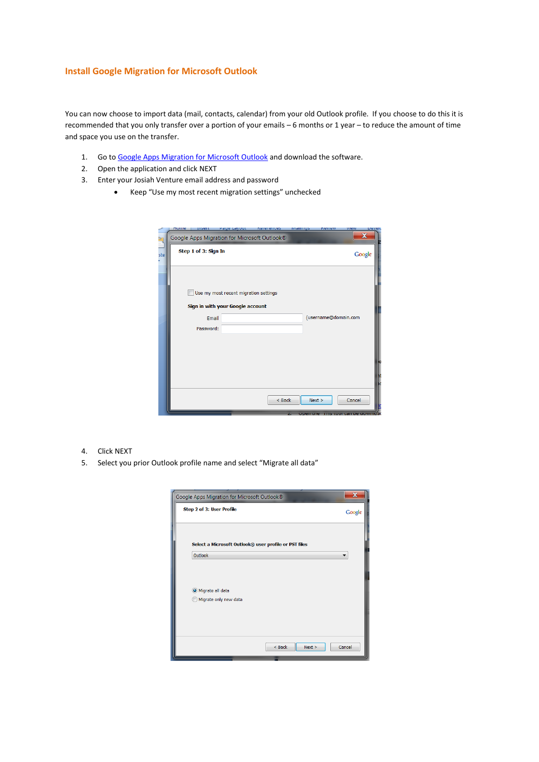## Install Google Migration for Microsoft Outlook

You can now choose to import data (mail, contacts, calendar) from your old Outlook profile. If you choose to do this it is recommended that you only transfer over a portion of your emails – 6 months or 1 year – to reduce the amount of time and space you use on the transfer.

1. Go to Google Apps Migration for Microsoft Outlook and download the software.
2. Open the application and click NEXT
3. Enter your Josiah Venture email address and password
   - Keep "Use my most recent migration settings" unchecked

4. Click NEXT
5. Select you prior Outlook profile name and select "Migrate all data"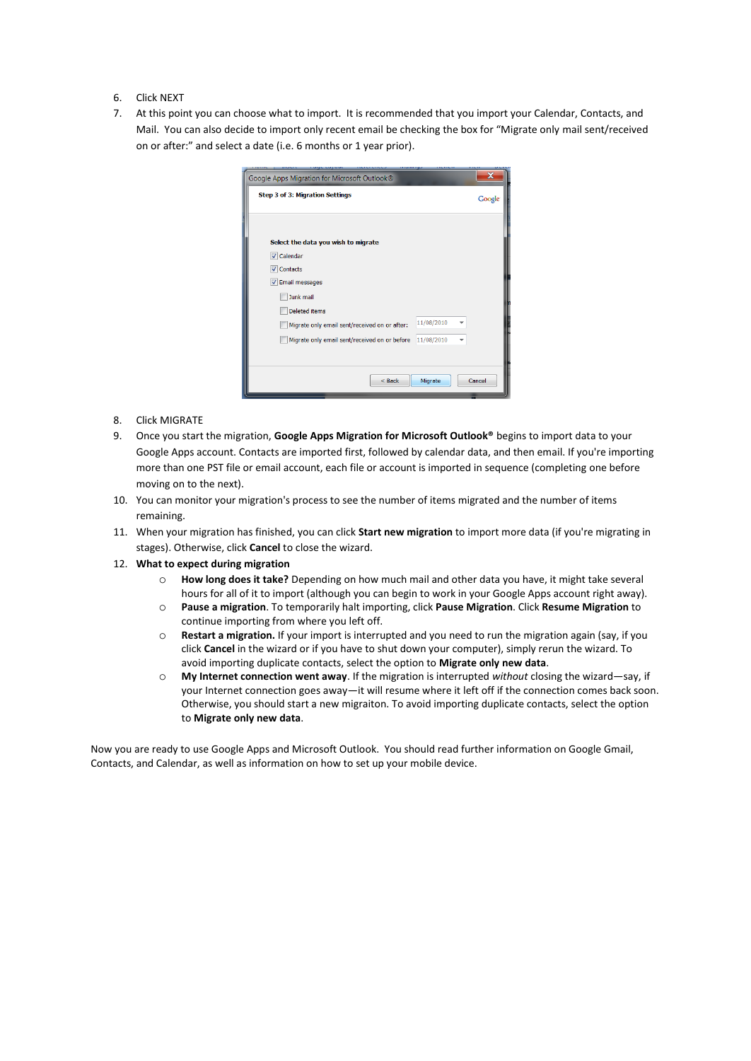6. Click NEXT
7. At this point you can choose what to import. It is recommended that you import your Calendar, Contacts, and Mail. You can also decide to import only recent email be checking the box for "Migrate only mail sent/received on or after:" and select a date (i.e. 6 months or 1 year prior).

8. Click MIGRATE
9. Once you start the migration, **Google Apps Migration for Microsoft Outlook®** begins to import data to your Google Apps account. Contacts are imported first, followed by calendar data, and then email. If you're importing more than one PST file or email account, each file or account is imported in sequence (completing one before moving on to the next).
10. You can monitor your migration's process to see the number of items migrated and the number of items remaining.
11. When your migration has finished, you can click **Start new migration** to import more data (if you're migrating in stages). Otherwise, click **Cancel** to close the wizard.
12. **What to expect during migration**
    - **How long does it take?** Depending on how much mail and other data you have, it might take several hours for all of it to import (although you can begin to work in your Google Apps account right away).
    - **Pause a migration**. To temporarily halt importing, click **Pause Migration**. Click **Resume Migration** to continue importing from where you left off.
    - **Restart a migration.** If your import is interrupted and you need to run the migration again (say, if you click **Cancel** in the wizard or if you have to shut down your computer), simply rerun the wizard. To avoid importing duplicate contacts, select the option to **Migrate only new data**.
    - **My Internet connection went away**. If the migration is interrupted *without* closing the wizard—say, if your Internet connection goes away—it will resume where it left off if the connection comes back soon. Otherwise, you should start a new migraiton. To avoid importing duplicate contacts, select the option to **Migrate only new data**.

Now you are ready to use Google Apps and Microsoft Outlook. You should read further information on Google Gmail, Contacts, and Calendar, as well as information on how to set up your mobile device.